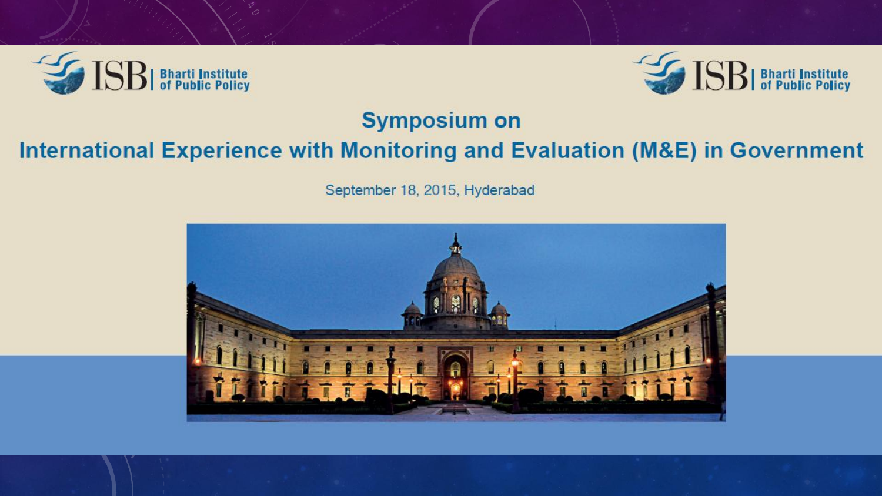ISB | Bharti Institute of Public Policy

# Symposium on

# International Experience with Monitoring and Evaluation (M&E) in Government

September 18, 2015, Hyderabad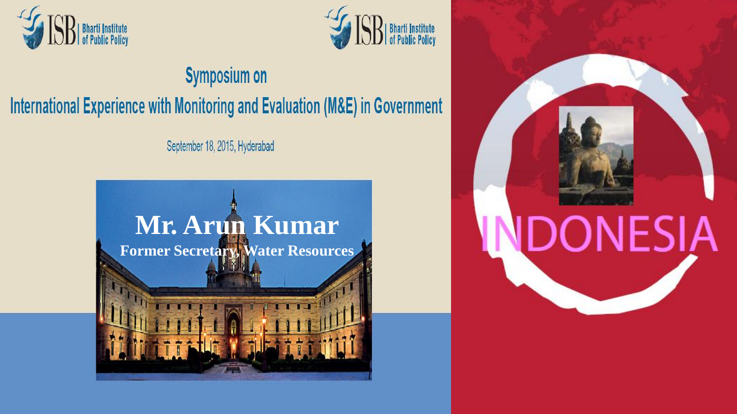ISB | Bharti Institute of Public Policy

ISB | Bharti Institute of Public Policy

# Symposium on

## International Experience with Monitoring and Evaluation (M&E) in Government

September 18, 2015, Hyderabad

**Mr. Arun Kumar**

**Former Secretary, Water Resources**

INDONESIA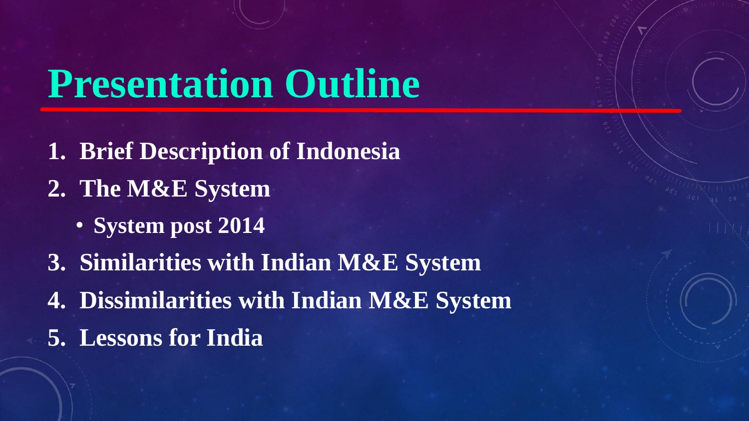# Presentation Outline

1. **Brief Description of Indonesia**
2. **The M&E System**
   - **System post 2014**
3. **Similarities with Indian M&E System**
4. **Dissimilarities with Indian M&E System**
5. **Lessons for India**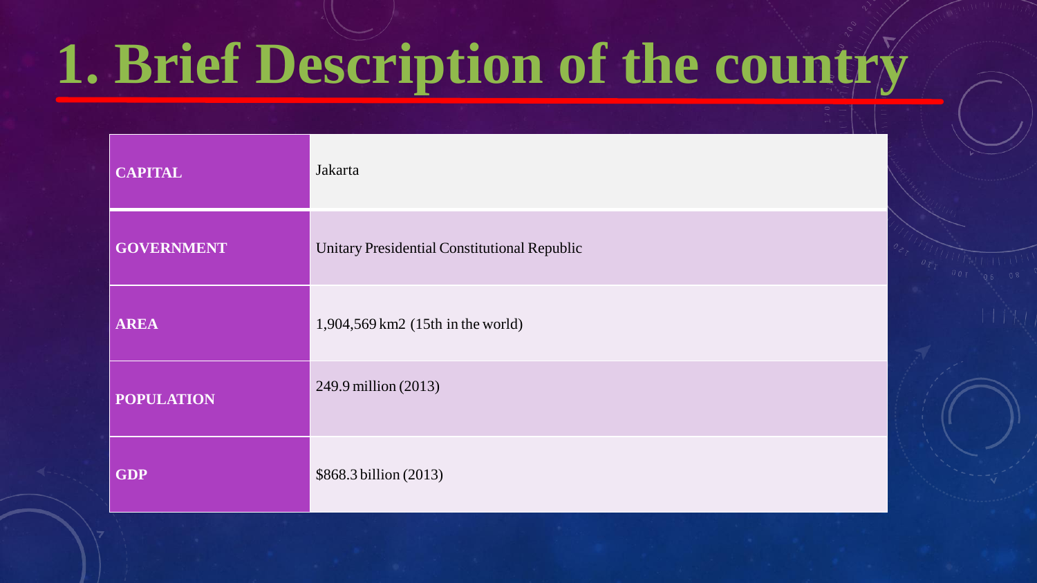# 1. Brief Description of the country

| | |
|---|---|
| **CAPITAL** | Jakarta |
| **GOVERNMENT** | Unitary Presidential Constitutional Republic |
| **AREA** | 1,904,569 km2 (15th in the world) |
| **POPULATION** | 249.9 million (2013) |
| **GDP** | $868.3 billion (2013) |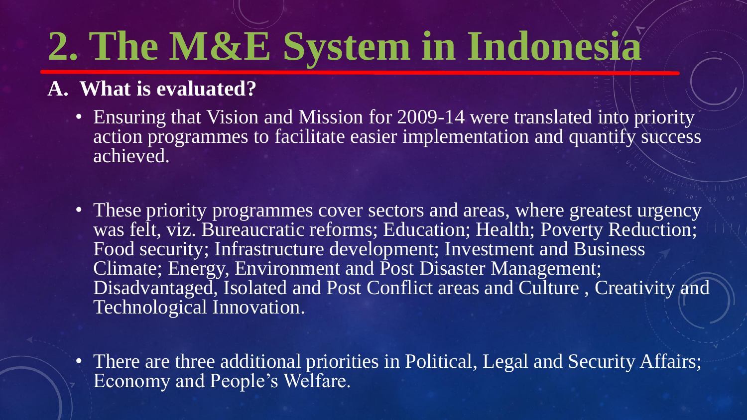# 2. The M&E System in Indonesia

## A. What is evaluated?

- Ensuring that Vision and Mission for 2009-14 were translated into priority action programmes to facilitate easier implementation and quantify success achieved.
- These priority programmes cover sectors and areas, where greatest urgency was felt, viz. Bureaucratic reforms; Education; Health; Poverty Reduction; Food security; Infrastructure development; Investment and Business Climate; Energy, Environment and Post Disaster Management; Disadvantaged, Isolated and Post Conflict areas and Culture , Creativity and Technological Innovation.
- There are three additional priorities in Political, Legal and Security Affairs; Economy and People's Welfare.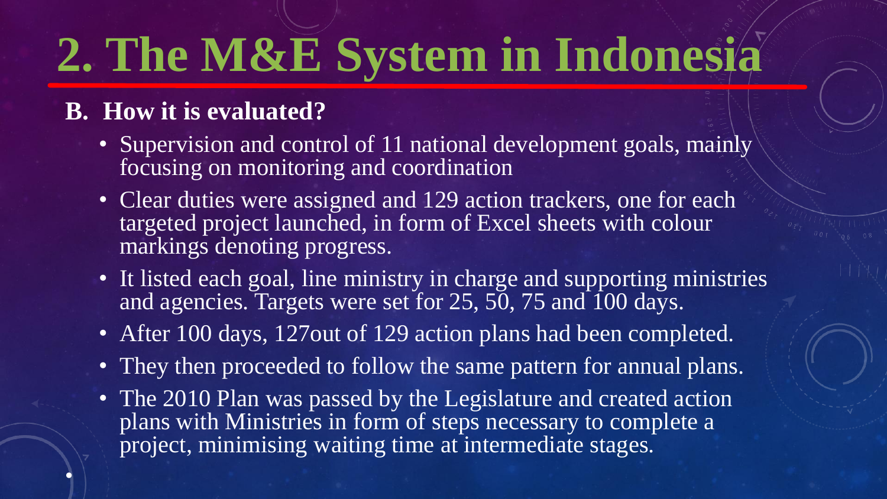# 2. The M&E System in Indonesia

## B. How it is evaluated?

- Supervision and control of 11 national development goals, mainly focusing on monitoring and coordination
- Clear duties were assigned and 129 action trackers, one for each targeted project launched, in form of Excel sheets with colour markings denoting progress.
- It listed each goal, line ministry in charge and supporting ministries and agencies. Targets were set for 25, 50, 75 and 100 days.
- After 100 days, 127out of 129 action plans had been completed.
- They then proceeded to follow the same pattern for annual plans.
- The 2010 Plan was passed by the Legislature and created action plans with Ministries in form of steps necessary to complete a project, minimising waiting time at intermediate stages.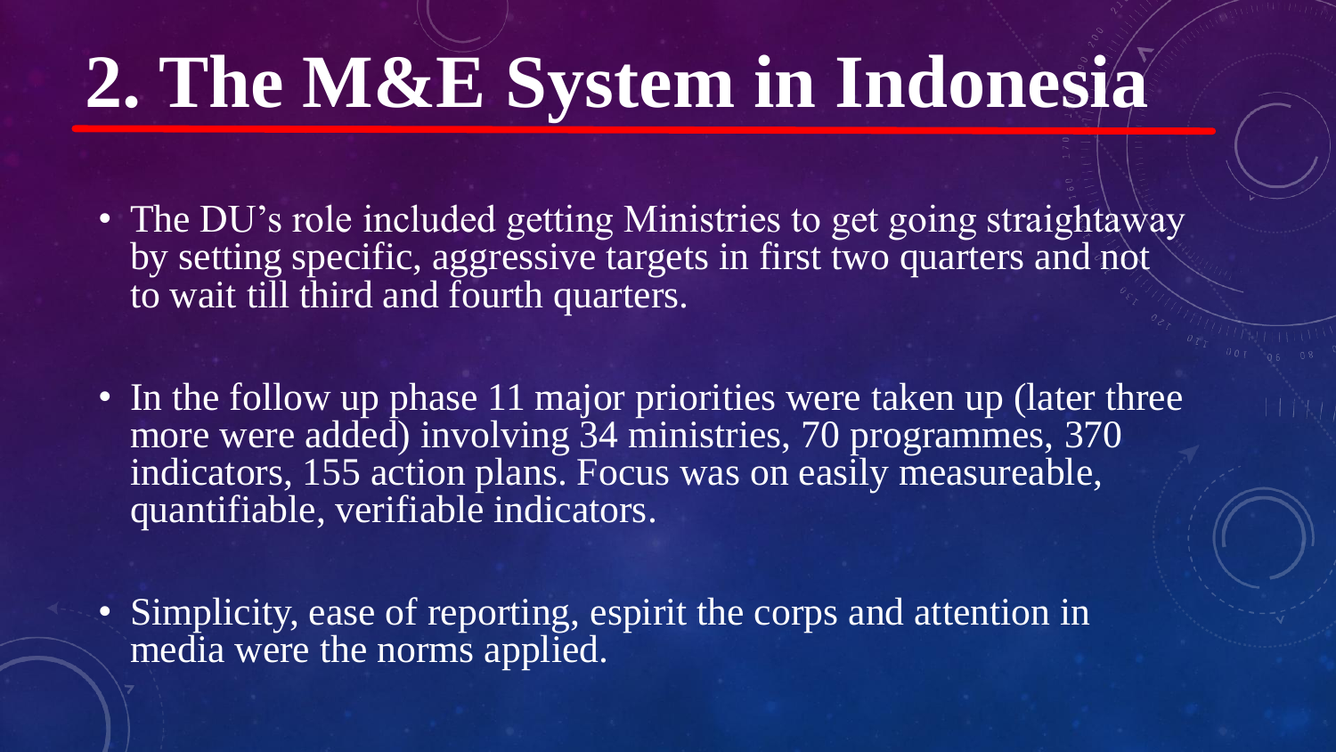# 2. The M&E System in Indonesia

- The DU's role included getting Ministries to get going straightaway by setting specific, aggressive targets in first two quarters and not to wait till third and fourth quarters.
- In the follow up phase 11 major priorities were taken up (later three more were added) involving 34 ministries, 70 programmes, 370 indicators, 155 action plans. Focus was on easily measureable, quantifiable, verifiable indicators.
- Simplicity, ease of reporting, espirit the corps and attention in media were the norms applied.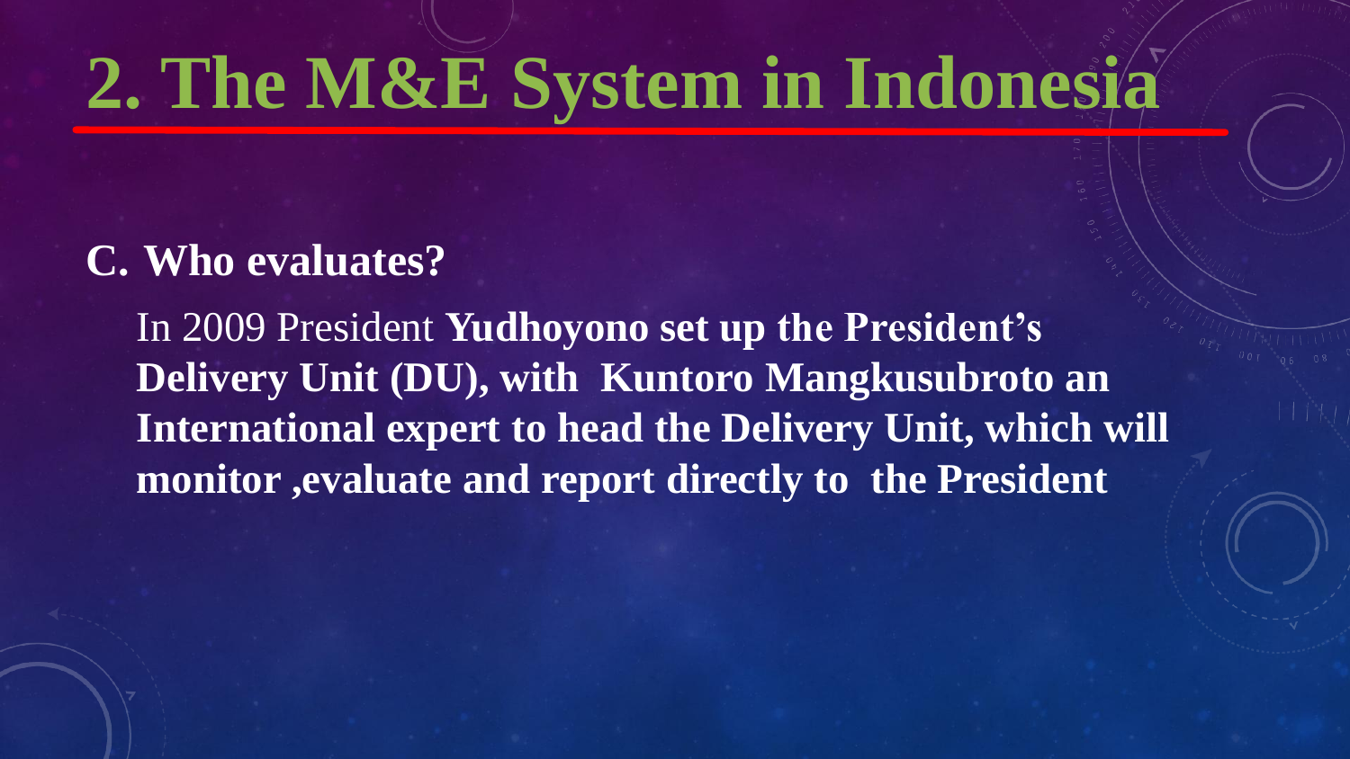# 2. The M&E System in Indonesia

## C. Who evaluates?

In 2009 President **Yudhoyono set up the President's Delivery Unit (DU), with Kuntoro Mangkusubroto an International expert to head the Delivery Unit, which will monitor ,evaluate and report directly to the President**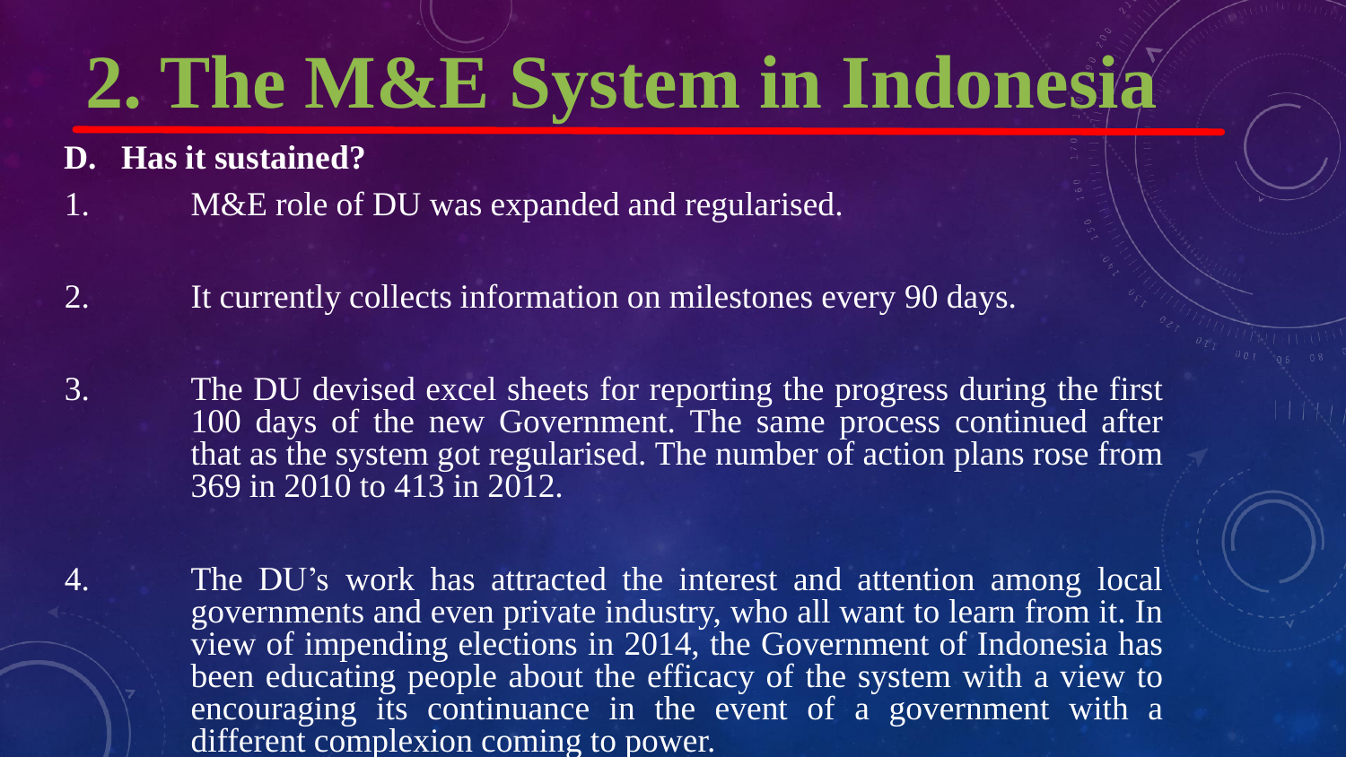# 2. The M&E System in Indonesia

**D. Has it sustained?**

1. M&E role of DU was expanded and regularised.

2. It currently collects information on milestones every 90 days.

3. The DU devised excel sheets for reporting the progress during the first 100 days of the new Government. The same process continued after that as the system got regularised. The number of action plans rose from 369 in 2010 to 413 in 2012.

4. The DU’s work has attracted the interest and attention among local governments and even private industry, who all want to learn from it. In view of impending elections in 2014, the Government of Indonesia has been educating people about the efficacy of the system with a view to encouraging its continuance in the event of a government with a different complexion coming to power.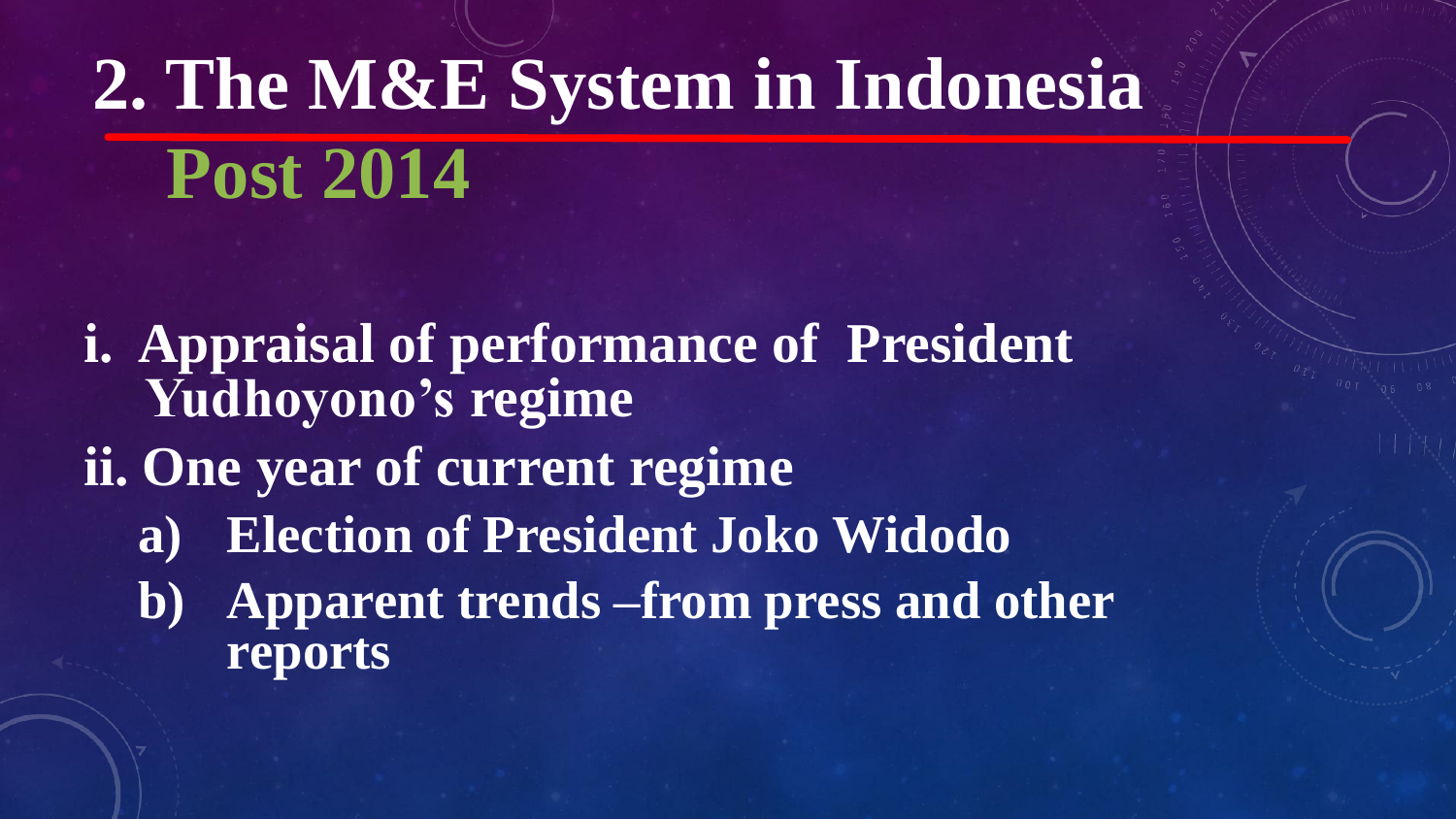# 2. The M&E System in Indonesia Post 2014

- **i. Appraisal of performance of President Yudhoyono's regime**
- **ii. One year of current regime**
  - **a) Election of President Joko Widodo**
  - **b) Apparent trends –from press and other reports**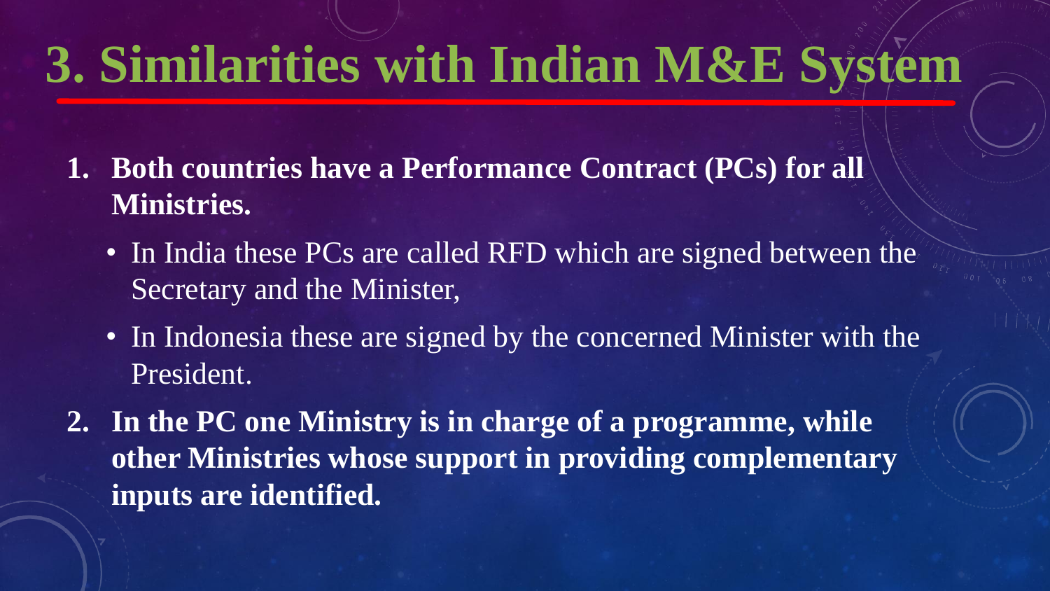# 3. Similarities with Indian M&E System

1. **Both countries have a Performance Contract (PCs) for all Ministries.**
   - In India these PCs are called RFD which are signed between the Secretary and the Minister,
   - In Indonesia these are signed by the concerned Minister with the President.
2. **In the PC one Ministry is in charge of a programme, while other Ministries whose support in providing complementary inputs are identified.**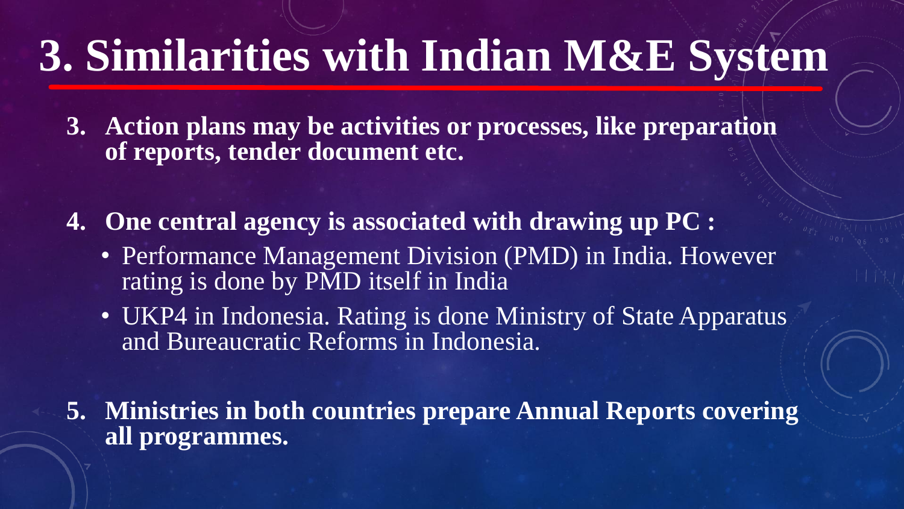# 3. Similarities with Indian M&E System

3. **Action plans may be activities or processes, like preparation of reports, tender document etc.**

4. **One central agency is associated with drawing up PC :**
   - Performance Management Division (PMD) in India. However rating is done by PMD itself in India
   - UKP4 in Indonesia. Rating is done Ministry of State Apparatus and Bureaucratic Reforms in Indonesia.

5. **Ministries in both countries prepare Annual Reports covering all programmes.**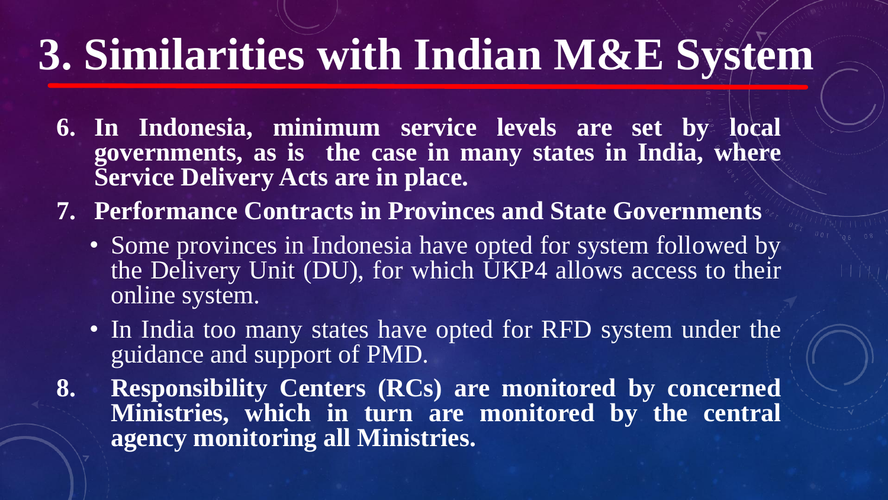# 3. Similarities with Indian M&E System

6. **In Indonesia, minimum service levels are set by local governments, as is the case in many states in India, where Service Delivery Acts are in place.**
7. **Performance Contracts in Provinces and State Governments**
   - Some provinces in Indonesia have opted for system followed by the Delivery Unit (DU), for which UKP4 allows access to their online system.
   - In India too many states have opted for RFD system under the guidance and support of PMD.
8. **Responsibility Centers (RCs) are monitored by concerned Ministries, which in turn are monitored by the central agency monitoring all Ministries.**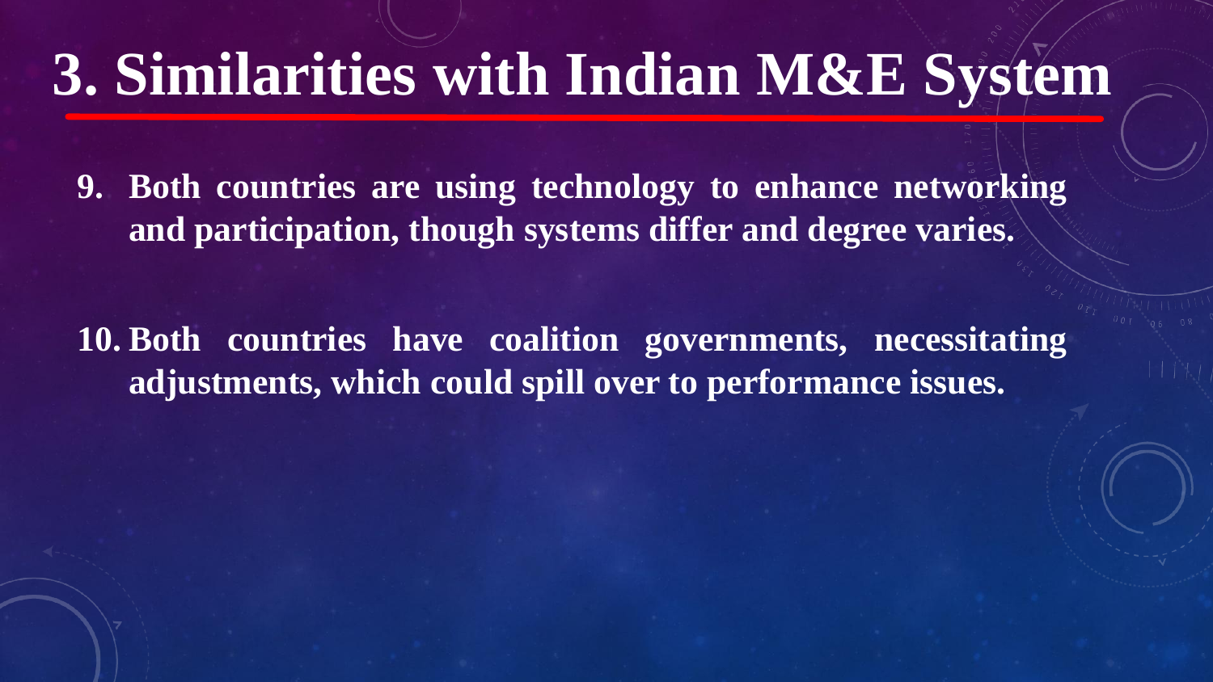# 3. Similarities with Indian M&E System

9. **Both countries are using technology to enhance networking and participation, though systems differ and degree varies.**

10. **Both countries have coalition governments, necessitating adjustments, which could spill over to performance issues.**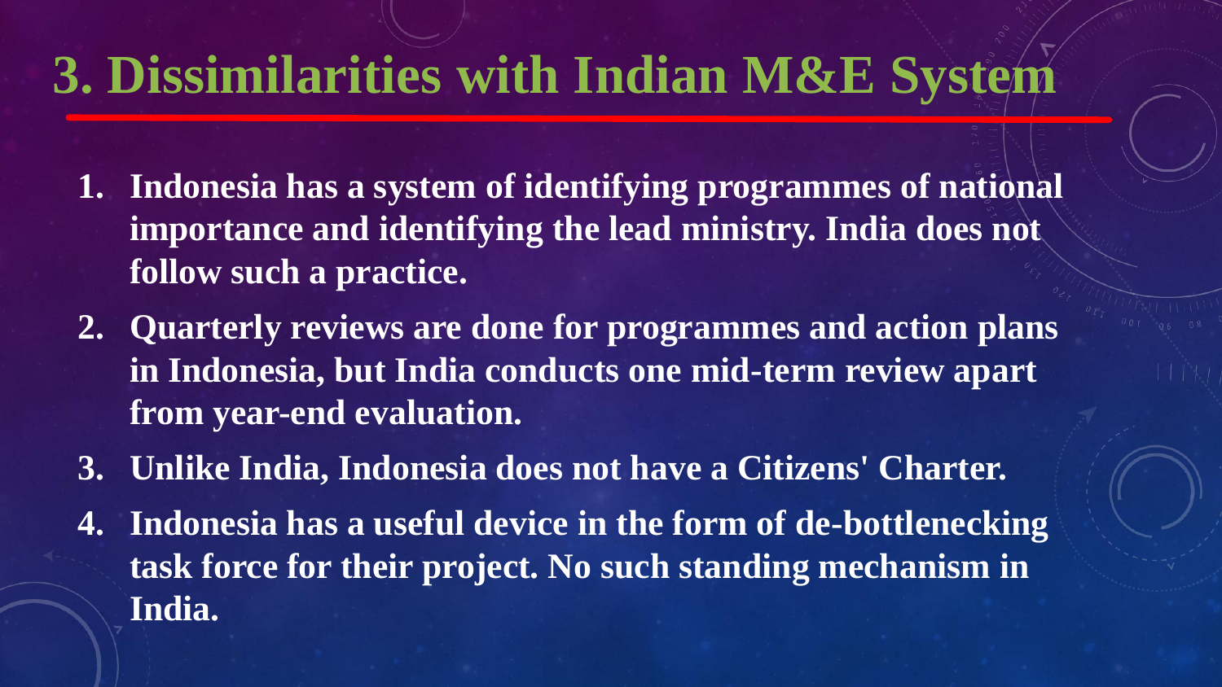# 3. Dissimilarities with Indian M&E System

1. **Indonesia has a system of identifying programmes of national importance and identifying the lead ministry. India does not follow such a practice.**
2. **Quarterly reviews are done for programmes and action plans in Indonesia, but India conducts one mid-term review apart from year-end evaluation.**
3. **Unlike India, Indonesia does not have a Citizens' Charter.**
4. **Indonesia has a useful device in the form of de-bottlenecking task force for their project. No such standing mechanism in India.**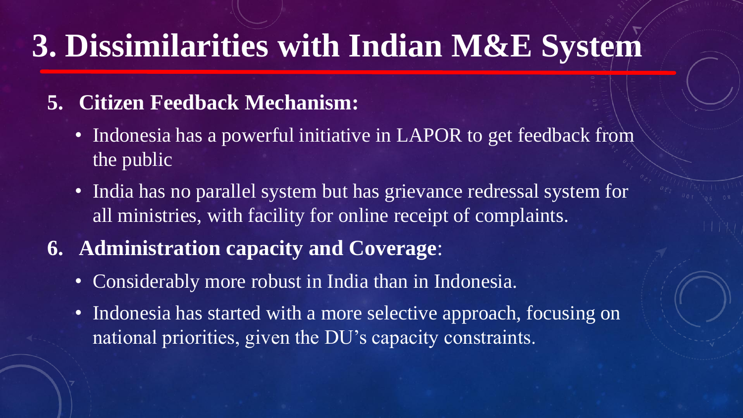# 3. Dissimilarities with Indian M&E System

5. **Citizen Feedback Mechanism:**
    - Indonesia has a powerful initiative in LAPOR to get feedback from the public
    - India has no parallel system but has grievance redressal system for all ministries, with facility for online receipt of complaints.
6. **Administration capacity and Coverage**:
    - Considerably more robust in India than in Indonesia.
    - Indonesia has started with a more selective approach, focusing on national priorities, given the DU's capacity constraints.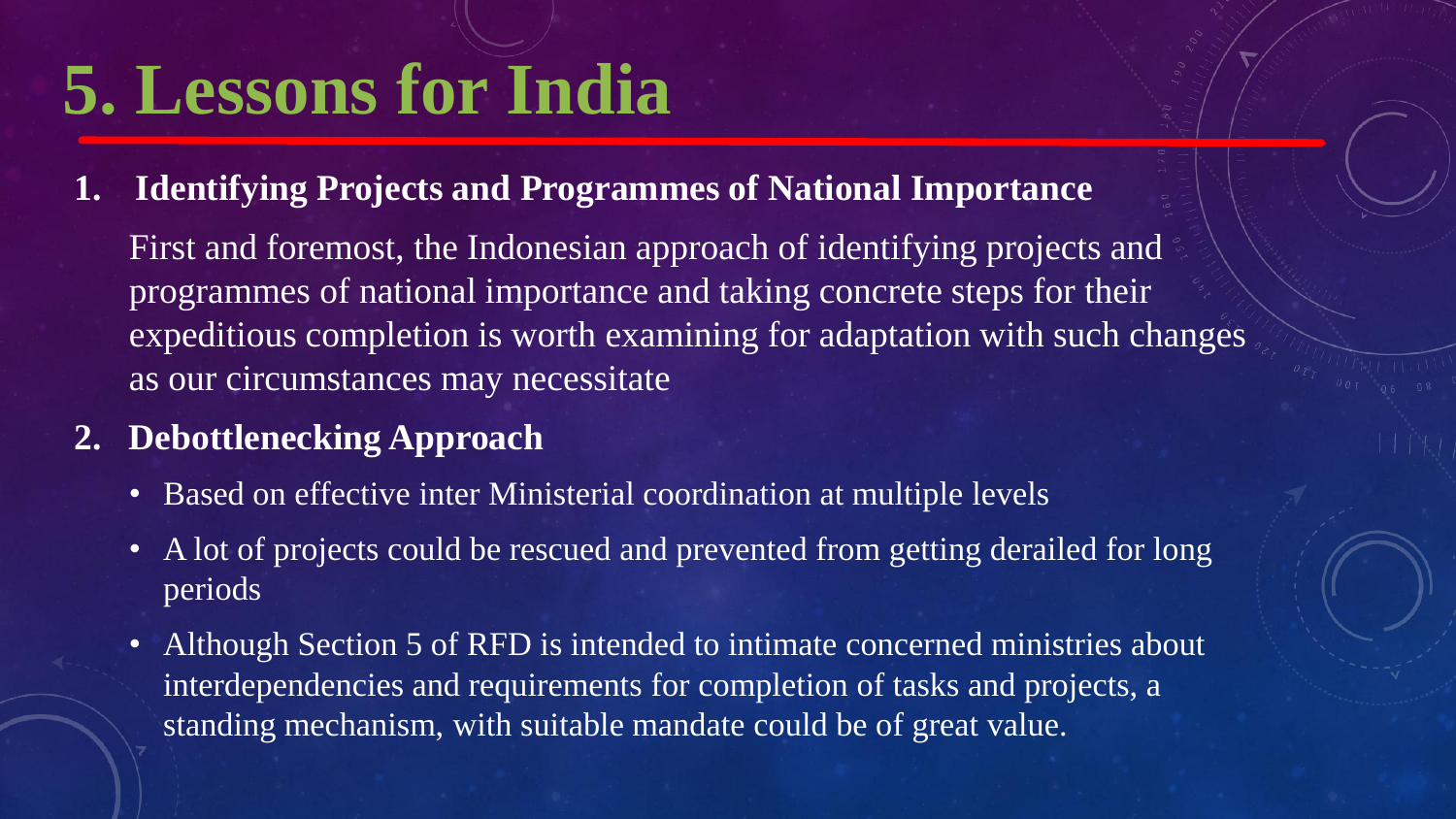# 5. Lessons for India

1. **Identifying Projects and Programmes of National Importance**

   First and foremost, the Indonesian approach of identifying projects and programmes of national importance and taking concrete steps for their expeditious completion is worth examining for adaptation with such changes as our circumstances may necessitate

2. **Debottlenecking Approach**
   - Based on effective inter Ministerial coordination at multiple levels
   - A lot of projects could be rescued and prevented from getting derailed for long periods
   - Although Section 5 of RFD is intended to intimate concerned ministries about interdependencies and requirements for completion of tasks and projects, a standing mechanism, with suitable mandate could be of great value.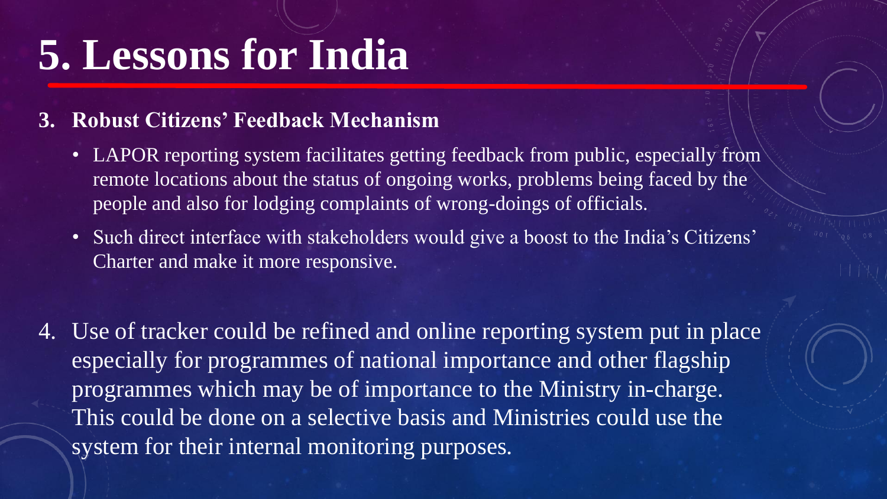# 5. Lessons for India

3. **Robust Citizens' Feedback Mechanism**
   - LAPOR reporting system facilitates getting feedback from public, especially from remote locations about the status of ongoing works, problems being faced by the people and also for lodging complaints of wrong-doings of officials.
   - Such direct interface with stakeholders would give a boost to the India's Citizens' Charter and make it more responsive.

4. Use of tracker could be refined and online reporting system put in place especially for programmes of national importance and other flagship programmes which may be of importance to the Ministry in-charge. This could be done on a selective basis and Ministries could use the system for their internal monitoring purposes.